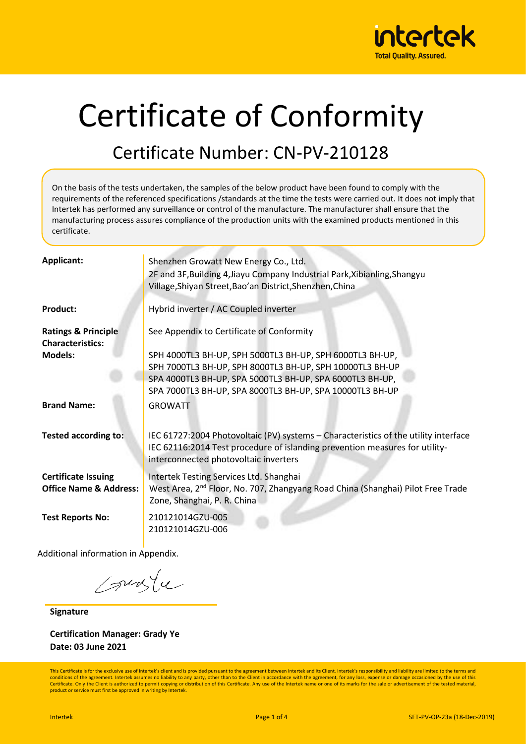# Certificate of Conformity

## Certificate Number: CN-PV-210128

On the basis of the tests undertaken, the samples of the below product have been found to comply with the requirements of the referenced specifications /standards at the time the tests were carried out. It does not imply that Intertek has performed any surveillance or control of the manufacture. The manufacturer shall ensure that the manufacturing process assures compliance of the production units with the examined products mentioned in this certificate.

| | |
|---|---|
| **Applicant:** | Shenzhen Growatt New Energy Co., Ltd.<br>2F and 3F,Building 4,Jiayu Company Industrial Park,Xibianling,Shangyu Village,Shiyan Street,Bao'an District,Shenzhen,China |
| **Product:** | Hybrid inverter / AC Coupled inverter |
| **Ratings & Principle Characteristics:** | See Appendix to Certificate of Conformity |
| **Models:** | SPH 4000TL3 BH-UP, SPH 5000TL3 BH-UP, SPH 6000TL3 BH-UP, SPH 7000TL3 BH-UP, SPH 8000TL3 BH-UP, SPH 10000TL3 BH-UP<br>SPA 4000TL3 BH-UP, SPA 5000TL3 BH-UP, SPA 6000TL3 BH-UP, SPA 7000TL3 BH-UP, SPA 8000TL3 BH-UP, SPA 10000TL3 BH-UP |
| **Brand Name:** | GROWATT |
| **Tested according to:** | IEC 61727:2004 Photovoltaic (PV) systems – Characteristics of the utility interface<br>IEC 62116:2014 Test procedure of islanding prevention measures for utility-interconnected photovoltaic inverters |
| **Certificate Issuing Office Name & Address:** | Intertek Testing Services Ltd. Shanghai<br>West Area, 2nd Floor, No. 707, Zhangyang Road China (Shanghai) Pilot Free Trade Zone, Shanghai, P. R. China |
| **Test Reports No:** | 210121014GZU-005<br>210121014GZU-006 |

Additional information in Appendix.

**Signature**

**Certification Manager: Grady Ye**
**Date: 03 June 2021**

This Certificate is for the exclusive use of Intertek's client and is provided pursuant to the agreement between Intertek and its Client. Intertek's responsibility and liability are limited to the terms and conditions of the agreement. Intertek assumes no liability to any party, other than to the Client in accordance with the agreement, for any loss, expense or damage occasioned by the use of this Certificate. Only the Client is authorized to permit copying or distribution of this Certificate. Any use of the Intertek name or one of its marks for the sale or advertisement of the tested material, product or service must first be approved in writing by Intertek.

Intertek SFT-PV-OP-23a (18-Dec-2019)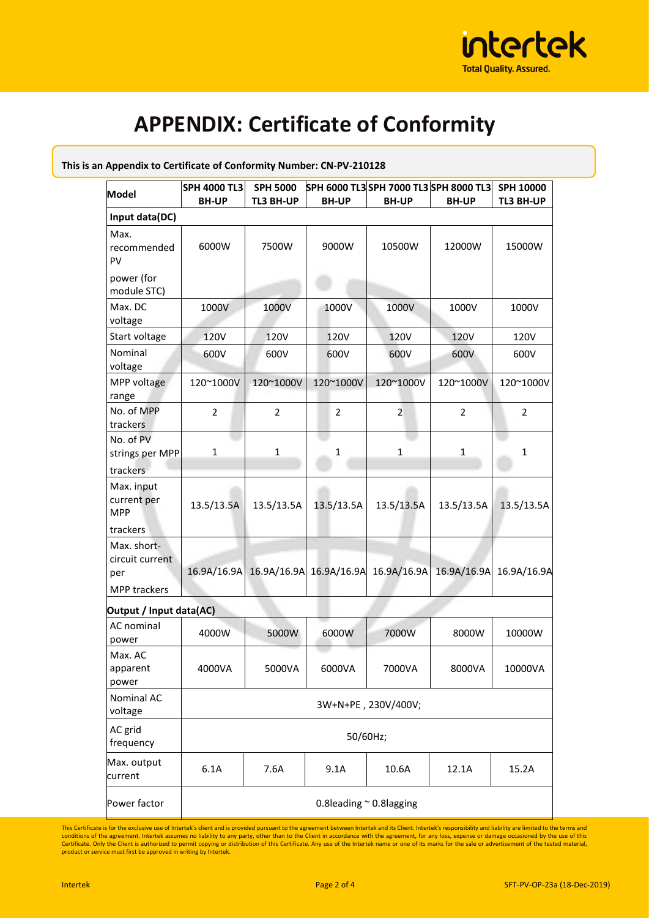# APPENDIX: Certificate of Conformity

**This is an Appendix to Certificate of Conformity Number: CN-PV-210128**

| Model | SPH 4000 TL3 BH-UP | SPH 5000 TL3 BH-UP | SPH 6000 TL3 BH-UP | SPH 7000 TL3 BH-UP | SPH 8000 TL3 BH-UP | SPH 10000 TL3 BH-UP |
|---|---|---|---|---|---|---|
| **Input data(DC)** | | | | | | |
| Max. recommended PV power (for module STC) | 6000W | 7500W | 9000W | 10500W | 12000W | 15000W |
| Max. DC voltage | 1000V | 1000V | 1000V | 1000V | 1000V | 1000V |
| Start voltage | 120V | 120V | 120V | 120V | 120V | 120V |
| Nominal voltage | 600V | 600V | 600V | 600V | 600V | 600V |
| MPP voltage range | 120~1000V | 120~1000V | 120~1000V | 120~1000V | 120~1000V | 120~1000V |
| No. of MPP trackers | 2 | 2 | 2 | 2 | 2 | 2 |
| No. of PV strings per MPP trackers | 1 | 1 | 1 | 1 | 1 | 1 |
| Max. input current per MPP trackers | 13.5/13.5A | 13.5/13.5A | 13.5/13.5A | 13.5/13.5A | 13.5/13.5A | 13.5/13.5A |
| Max. short-circuit current per MPP trackers | 16.9A/16.9A | 16.9A/16.9A | 16.9A/16.9A | 16.9A/16.9A | 16.9A/16.9A | 16.9A/16.9A |
| **Output / Input data(AC)** | | | | | | |
| AC nominal power | 4000W | 5000W | 6000W | 7000W | 8000W | 10000W |
| Max. AC apparent power | 4000VA | 5000VA | 6000VA | 7000VA | 8000VA | 10000VA |
| Nominal AC voltage | 3W+N+PE , 230V/400V; | | | | | |
| AC grid frequency | 50/60Hz; | | | | | |
| Max. output current | 6.1A | 7.6A | 9.1A | 10.6A | 12.1A | 15.2A |
| Power factor | 0.8leading ~ 0.8lagging | | | | | |

This Certificate is for the exclusive use of Intertek's client and is provided pursuant to the agreement between Intertek and its Client. Intertek's responsibility and liability are limited to the terms and conditions of the agreement. Intertek assumes no liability to any party, other than to the Client in accordance with the agreement, for any loss, expense or damage occasioned by the use of this Certificate. Only the Client is authorized to permit copying or distribution of this Certificate. Any use of the Intertek name or one of its marks for the sale or advertisement of the tested material, product or service must first be approved in writing by Intertek.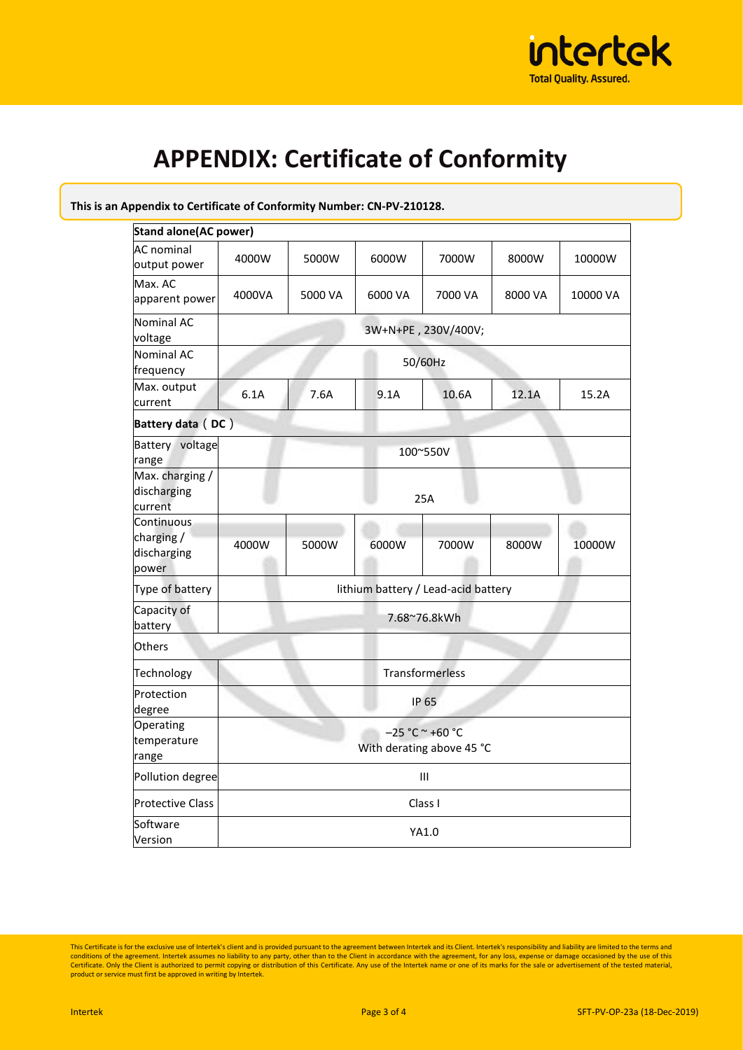# APPENDIX: Certificate of Conformity

**This is an Appendix to Certificate of Conformity Number: CN-PV-210128.**

| **Stand alone(AC power)** | | | | | | |
|---|---|---|---|---|---|---|
| AC nominal output power | 4000W | 5000W | 6000W | 7000W | 8000W | 10000W |
| Max. AC apparent power | 4000VA | 5000 VA | 6000 VA | 7000 VA | 8000 VA | 10000 VA |
| Nominal AC voltage | 3W+N+PE , 230V/400V; | | | | | |
| Nominal AC frequency | 50/60Hz | | | | | |
| Max. output current | 6.1A | 7.6A | 9.1A | 10.6A | 12.1A | 15.2A |
| **Battery data（DC）** | | | | | | |
| Battery voltage range | 100~550V | | | | | |
| Max. charging / discharging current | 25A | | | | | |
| Continuous charging / discharging power | 4000W | 5000W | 6000W | 7000W | 8000W | 10000W |
| Type of battery | lithium battery / Lead-acid battery | | | | | |
| Capacity of battery | 7.68~76.8kWh | | | | | |
| Others | | | | | | |
| Technology | Transformerless | | | | | |
| Protection degree | IP 65 | | | | | |
| Operating temperature range | −25 °C ~ +60 °C With derating above 45 °C | | | | | |
| Pollution degree | III | | | | | |
| Protective Class | Class I | | | | | |
| Software Version | YA1.0 | | | | | |

This Certificate is for the exclusive use of Intertek's client and is provided pursuant to the agreement between Intertek and its Client. Intertek's responsibility and liability are limited to the terms and conditions of the agreement. Intertek assumes no liability to any party, other than to the Client in accordance with the agreement, for any loss, expense or damage occasioned by the use of this Certificate. Only the Client is authorized to permit copying or distribution of this Certificate. Any use of the Intertek name or one of its marks for the sale or advertisement of the tested material, product or service must first be approved in writing by Intertek.

SFT-PV-OP-23a (18-Dec-2019)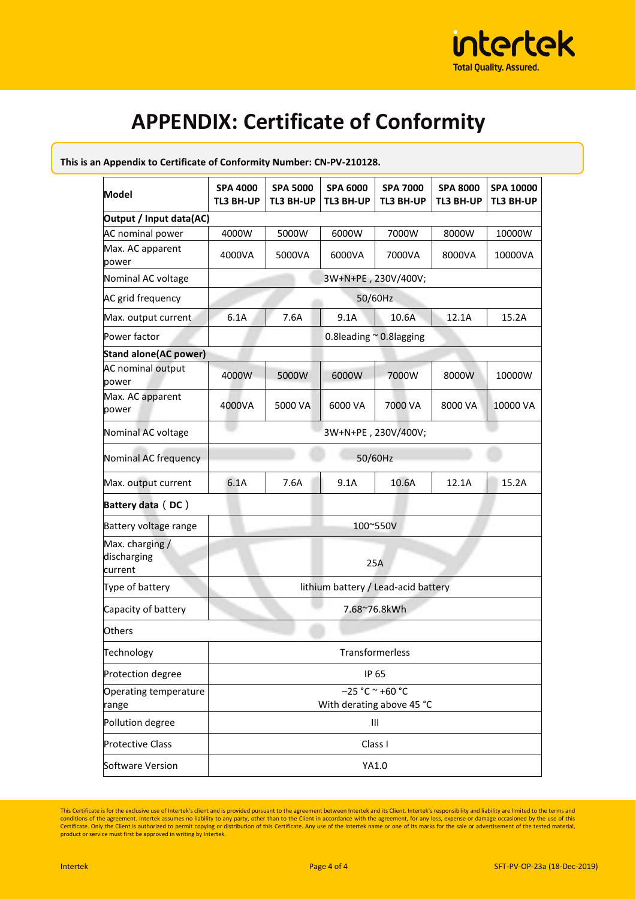# APPENDIX: Certificate of Conformity

**This is an Appendix to Certificate of Conformity Number: CN-PV-210128.**

| Model | SPA 4000 TL3 BH-UP | SPA 5000 TL3 BH-UP | SPA 6000 TL3 BH-UP | SPA 7000 TL3 BH-UP | SPA 8000 TL3 BH-UP | SPA 10000 TL3 BH-UP |
|---|---|---|---|---|---|---|
| **Output / Input data(AC)** | | | | | | |
| AC nominal power | 4000W | 5000W | 6000W | 7000W | 8000W | 10000W |
| Max. AC apparent power | 4000VA | 5000VA | 6000VA | 7000VA | 8000VA | 10000VA |
| Nominal AC voltage | 3W+N+PE，230V/400V; | | | | | |
| AC grid frequency | 50/60Hz | | | | | |
| Max. output current | 6.1A | 7.6A | 9.1A | 10.6A | 12.1A | 15.2A |
| Power factor | 0.8leading ~ 0.8lagging | | | | | |
| **Stand alone(AC power)** | | | | | | |
| AC nominal output power | 4000W | 5000W | 6000W | 7000W | 8000W | 10000W |
| Max. AC apparent power | 4000VA | 5000 VA | 6000 VA | 7000 VA | 8000 VA | 10000 VA |
| Nominal AC voltage | 3W+N+PE，230V/400V; | | | | | |
| Nominal AC frequency | 50/60Hz | | | | | |
| Max. output current | 6.1A | 7.6A | 9.1A | 10.6A | 12.1A | 15.2A |
| **Battery data（DC）** | | | | | | |
| Battery voltage range | 100~550V | | | | | |
| Max. charging / discharging current | 25A | | | | | |
| Type of battery | lithium battery / Lead-acid battery | | | | | |
| Capacity of battery | 7.68~76.8kWh | | | | | |
| Others | | | | | | |
| Technology | Transformerless | | | | | |
| Protection degree | IP 65 | | | | | |
| Operating temperature range | –25 °C ~ +60 °C With derating above 45 °C | | | | | |
| Pollution degree | III | | | | | |
| Protective Class | Class I | | | | | |
| Software Version | YA1.0 | | | | | |

This Certificate is for the exclusive use of Intertek's client and is provided pursuant to the agreement between Intertek and its Client. Intertek's responsibility and liability are limited to the terms and conditions of the agreement. Intertek assumes no liability to any party, other than to the Client in accordance with the agreement, for any loss, expense or damage occasioned by the use of this Certificate. Only the Client is authorized to permit copying or distribution of this Certificate. Any use of the Intertek name or one of its marks for the sale or advertisement of the tested material, product or service must first be approved in writing by Intertek.

SFT-PV-OP-23a (18-Dec-2019)